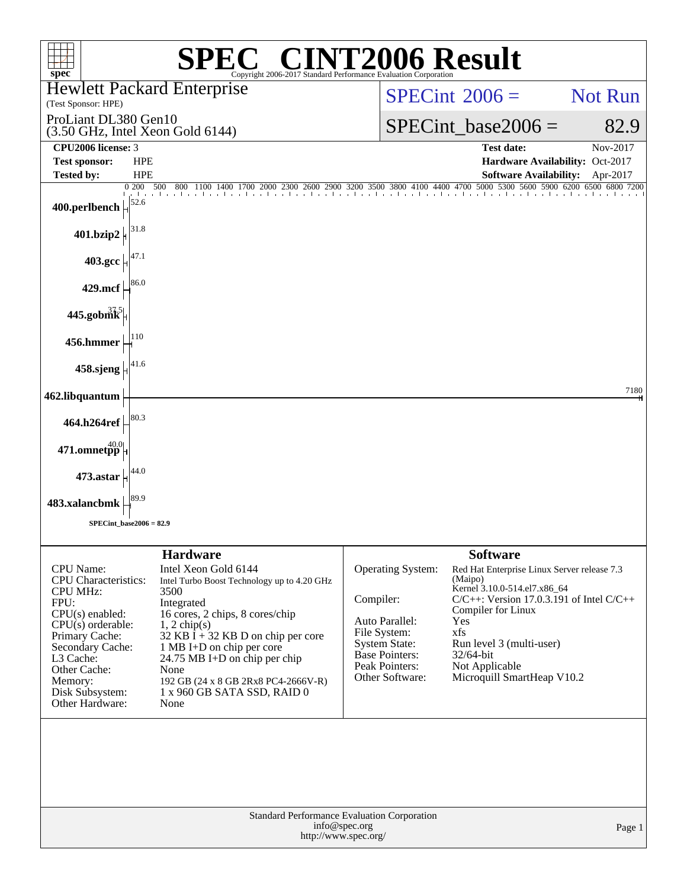# SPEC CINT2006 Result

Copyright 2006-2017 Standard Performance Evaluation Corporation

**Hewlett Packard Enterprise**
(Test Sponsor: HPE)

ProLiant DL380 Gen10
(3.50 GHz, Intel Xeon Gold 6144)

SPECint 2006 = Not Run

SPECint_base2006 = 82.9

| | | | |
|---|---|---|---|
| **CPU2006 license:** | 3 | **Test date:** | Nov-2017 |
| **Test sponsor:** | HPE | **Hardware Availability:** | Oct-2017 |
| **Tested by:** | HPE | **Software Availability:** | Apr-2017 |

| Benchmark | Base Ratio |
|---|---|
| 400.perlbench | 52.6 |
| 401.bzip2 | 31.8 |
| 403.gcc | 47.1 |
| 429.mcf | 86.0 |
| 445.gobmk | 37.5 |
| 456.hmmer | 110 |
| 458.sjeng | 41.6 |
| 462.libquantum | 7180 |
| 464.h264ref | 80.3 |
| 471.omnetpp | 40.0 |
| 473.astar | 44.0 |
| 483.xalancbmk | 89.9 |

SPECint_base2006 = 82.9

## Hardware

| | |
|---|---|
| CPU Name: | Intel Xeon Gold 6144 |
| CPU Characteristics: | Intel Turbo Boost Technology up to 4.20 GHz |
| CPU MHz: | 3500 |
| FPU: | Integrated |
| CPU(s) enabled: | 16 cores, 2 chips, 8 cores/chip |
| CPU(s) orderable: | 1, 2 chip(s) |
| Primary Cache: | 32 KB I + 32 KB D on chip per core |
| Secondary Cache: | 1 MB I+D on chip per core |
| L3 Cache: | 24.75 MB I+D on chip per chip |
| Other Cache: | None |
| Memory: | 192 GB (24 x 8 GB 2Rx8 PC4-2666V-R) |
| Disk Subsystem: | 1 x 960 GB SATA SSD, RAID 0 |
| Other Hardware: | None |

## Software

| | |
|---|---|
| Operating System: | Red Hat Enterprise Linux Server release 7.3 (Maipo) Kernel 3.10.0-514.el7.x86_64 |
| Compiler: | C/C++: Version 17.0.3.191 of Intel C/C++ Compiler for Linux |
| Auto Parallel: | Yes |
| File System: | xfs |
| System State: | Run level 3 (multi-user) |
| Base Pointers: | 32/64-bit |
| Peak Pointers: | Not Applicable |
| Other Software: | Microquill SmartHeap V10.2 |

Standard Performance Evaluation Corporation
info@spec.org
http://www.spec.org/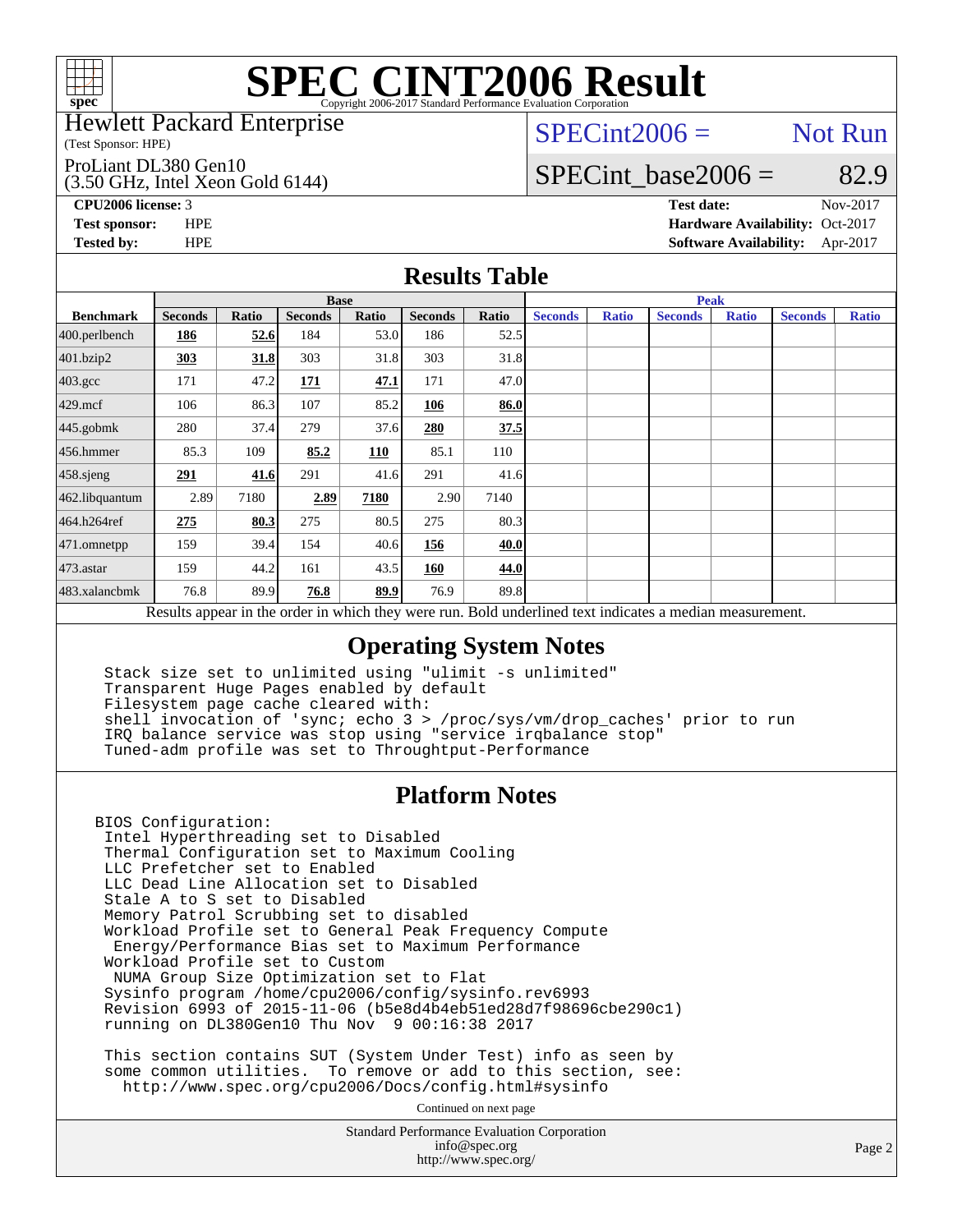# SPEC CINT2006 Result

Copyright 2006-2017 Standard Performance Evaluation Corporation

Hewlett Packard Enterprise
(Test Sponsor: HPE)

ProLiant DL380 Gen10
(3.50 GHz, Intel Xeon Gold 6144)

SPECint2006 = Not Run

SPECint_base2006 = 82.9

**CPU2006 license:** 3
**Test sponsor:** HPE
**Tested by:** HPE

**Test date:** Nov-2017
**Hardware Availability:** Oct-2017
**Software Availability:** Apr-2017

## Results Table

| Benchmark | Base | | | | | | Peak | | | | | |
|---|---|---|---|---|---|---|---|---|---|---|---|---|
| | Seconds | Ratio | Seconds | Ratio | Seconds | Ratio | Seconds | Ratio | Seconds | Ratio | Seconds | Ratio |
| 400.perlbench | **186** | **52.6** | 184 | 53.0 | 186 | 52.5 | | | | | | |
| 401.bzip2 | **303** | **31.8** | 303 | 31.8 | 303 | 31.8 | | | | | | |
| 403.gcc | 171 | 47.2 | **171** | **47.1** | 171 | 47.0 | | | | | | |
| 429.mcf | 106 | 86.3 | 107 | 85.2 | **106** | **86.0** | | | | | | |
| 445.gobmk | 280 | 37.4 | 279 | 37.6 | **280** | **37.5** | | | | | | |
| 456.hmmer | 85.3 | 109 | **85.2** | **110** | 85.1 | 110 | | | | | | |
| 458.sjeng | **291** | **41.6** | 291 | 41.6 | 291 | 41.6 | | | | | | |
| 462.libquantum | 2.89 | 7180 | **2.89** | **7180** | 2.90 | 7140 | | | | | | |
| 464.h264ref | **275** | **80.3** | 275 | 80.5 | 275 | 80.3 | | | | | | |
| 471.omnetpp | 159 | 39.4 | 154 | 40.6 | **156** | **40.0** | | | | | | |
| 473.astar | 159 | 44.2 | 161 | 43.5 | **160** | **44.0** | | | | | | |
| 483.xalancbmk | 76.8 | 89.9 | **76.8** | **89.9** | 76.9 | 89.8 | | | | | | |

Results appear in the order in which they were run. Bold underlined text indicates a median measurement.

## Operating System Notes

```
Stack size set to unlimited using "ulimit -s unlimited"
Transparent Huge Pages enabled by default
Filesystem page cache cleared with:
shell invocation of 'sync; echo 3 > /proc/sys/vm/drop_caches' prior to run
IRQ balance service was stop using "service irqbalance stop"
Tuned-adm profile was set to Throughtput-Performance
```

## Platform Notes

```
BIOS Configuration:
 Intel Hyperthreading set to Disabled
 Thermal Configuration set to Maximum Cooling
 LLC Prefetcher set to Enabled
 LLC Dead Line Allocation set to Disabled
 Stale A to S set to Disabled
 Memory Patrol Scrubbing set to disabled
 Workload Profile set to General Peak Frequency Compute
  Energy/Performance Bias set to Maximum Performance
 Workload Profile set to Custom
  NUMA Group Size Optimization set to Flat
 Sysinfo program /home/cpu2006/config/sysinfo.rev6993
 Revision 6993 of 2015-11-06 (b5e8d4b4eb51ed28d7f98696cbe290c1)
 running on DL380Gen10 Thu Nov  9 00:16:38 2017

 This section contains SUT (System Under Test) info as seen by
 some common utilities.  To remove or add to this section, see:
   http://www.spec.org/cpu2006/Docs/config.html#sysinfo
```

Continued on next page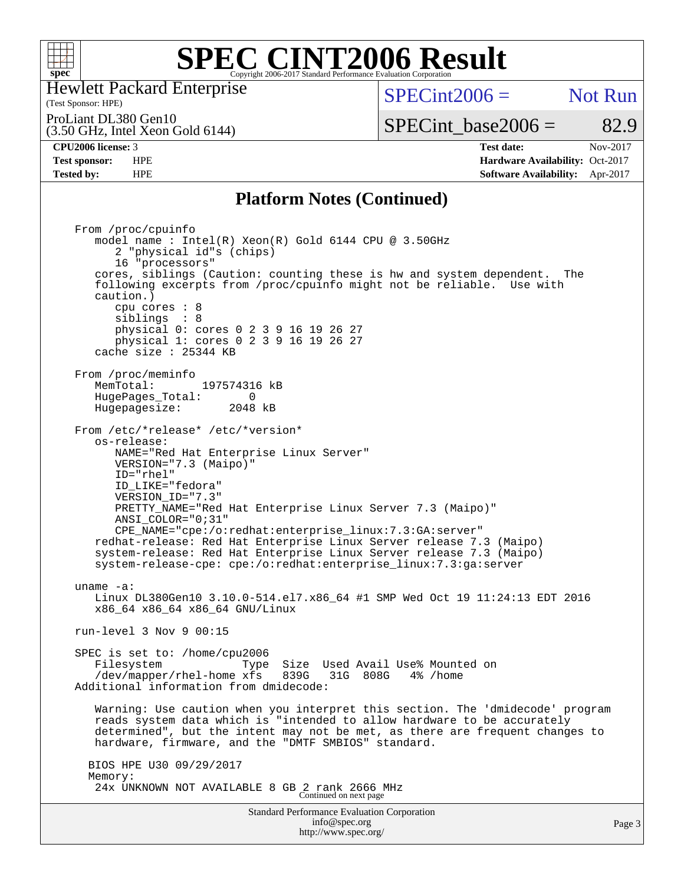## Platform Notes (Continued)

```
From /proc/cpuinfo
   model name : Intel(R) Xeon(R) Gold 6144 CPU @ 3.50GHz
      2 "physical id"s (chips)
      16 "processors"
   cores, siblings (Caution: counting these is hw and system dependent.  The
   following excerpts from /proc/cpuinfo might not be reliable.  Use with
   caution.)
      cpu cores : 8
      siblings  : 8
      physical 0: cores 0 2 3 9 16 19 26 27
      physical 1: cores 0 2 3 9 16 19 26 27
   cache size : 25344 KB

From /proc/meminfo
   MemTotal:       197574316 kB
   HugePages_Total:       0
   Hugepagesize:       2048 kB

From /etc/*release* /etc/*version*
   os-release:
      NAME="Red Hat Enterprise Linux Server"
      VERSION="7.3 (Maipo)"
      ID="rhel"
      ID_LIKE="fedora"
      VERSION_ID="7.3"
      PRETTY_NAME="Red Hat Enterprise Linux Server 7.3 (Maipo)"
      ANSI_COLOR="0;31"
      CPE_NAME="cpe:/o:redhat:enterprise_linux:7.3:GA:server"
   redhat-release: Red Hat Enterprise Linux Server release 7.3 (Maipo)
   system-release: Red Hat Enterprise Linux Server release 7.3 (Maipo)
   system-release-cpe: cpe:/o:redhat:enterprise_linux:7.3:ga:server

uname -a:
   Linux DL380Gen10 3.10.0-514.el7.x86_64 #1 SMP Wed Oct 19 11:24:13 EDT 2016
   x86_64 x86_64 x86_64 GNU/Linux

run-level 3 Nov 9 00:15

SPEC is set to: /home/cpu2006
   Filesystem            Type  Size  Used Avail Use% Mounted on
   /dev/mapper/rhel-home xfs   839G   31G  808G   4% /home
Additional information from dmidecode:

   Warning: Use caution when you interpret this section. The 'dmidecode' program
   reads system data which is "intended to allow hardware to be accurately
   determined", but the intent may not be met, as there are frequent changes to
   hardware, firmware, and the "DMTF SMBIOS" standard.

  BIOS HPE U30 09/29/2017
  Memory:
   24x UNKNOWN NOT AVAILABLE 8 GB 2 rank 2666 MHz
```

Continued on next page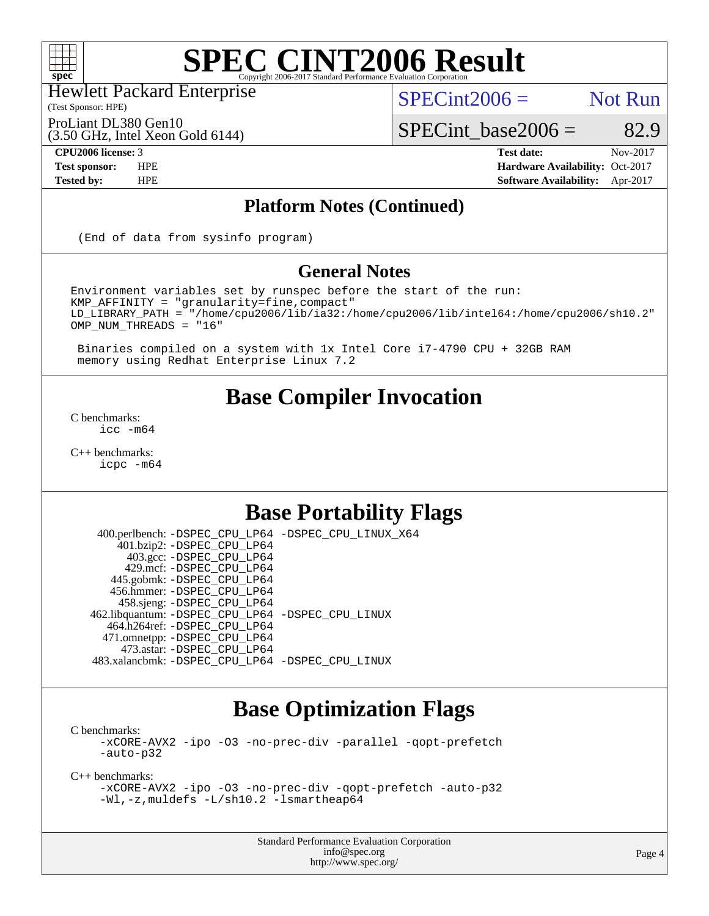# SPEC CINT2006 Result

Copyright 2006-2017 Standard Performance Evaluation Corporation

Hewlett Packard Enterprise
(Test Sponsor: HPE)

ProLiant DL380 Gen10
(3.50 GHz, Intel Xeon Gold 6144)

SPECint2006 = Not Run

SPECint_base2006 = 82.9

**CPU2006 license:** 3
**Test sponsor:** HPE
**Tested by:** HPE

**Test date:** Nov-2017
**Hardware Availability:** Oct-2017
**Software Availability:** Apr-2017

## Platform Notes (Continued)

```
(End of data from sysinfo program)
```

## General Notes

```
Environment variables set by runspec before the start of the run:
KMP_AFFINITY = "granularity=fine,compact"
LD_LIBRARY_PATH = "/home/cpu2006/lib/ia32:/home/cpu2006/lib/intel64:/home/cpu2006/sh10.2"
OMP_NUM_THREADS = "16"

 Binaries compiled on a system with 1x Intel Core i7-4790 CPU + 32GB RAM
 memory using Redhat Enterprise Linux 7.2
```

## Base Compiler Invocation

C benchmarks:
```
icc -m64
```

C++ benchmarks:
```
icpc -m64
```

## Base Portability Flags

```
   400.perlbench: -DSPEC_CPU_LP64 -DSPEC_CPU_LINUX_X64
       401.bzip2: -DSPEC_CPU_LP64
         403.gcc: -DSPEC_CPU_LP64
         429.mcf: -DSPEC_CPU_LP64
       445.gobmk: -DSPEC_CPU_LP64
       456.hmmer: -DSPEC_CPU_LP64
       458.sjeng: -DSPEC_CPU_LP64
  462.libquantum: -DSPEC_CPU_LP64 -DSPEC_CPU_LINUX
     464.h264ref: -DSPEC_CPU_LP64
     471.omnetpp: -DSPEC_CPU_LP64
       473.astar: -DSPEC_CPU_LP64
   483.xalancbmk: -DSPEC_CPU_LP64 -DSPEC_CPU_LINUX
```

## Base Optimization Flags

C benchmarks:
```
-xCORE-AVX2 -ipo -O3 -no-prec-div -parallel -qopt-prefetch
-auto-p32
```

C++ benchmarks:
```
-xCORE-AVX2 -ipo -O3 -no-prec-div -qopt-prefetch -auto-p32
-Wl,-z,muldefs -L/sh10.2 -lsmartheap64
```

Standard Performance Evaluation Corporation
info@spec.org
http://www.spec.org/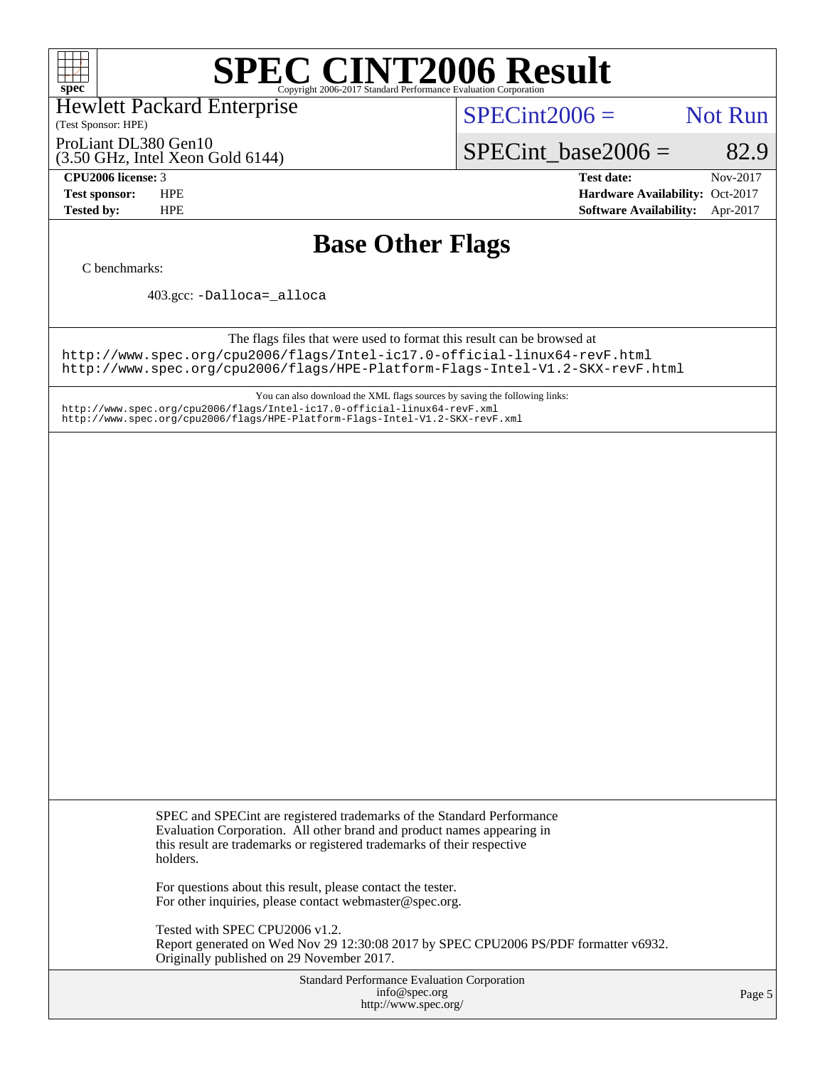# SPEC CINT2006 Result

Copyright 2006-2017 Standard Performance Evaluation Corporation

Hewlett Packard Enterprise
(Test Sponsor: HPE)

ProLiant DL380 Gen10
(3.50 GHz, Intel Xeon Gold 6144)

SPECint2006 = Not Run

SPECint_base2006 = 82.9

**CPU2006 license:** 3
**Test sponsor:** HPE
**Tested by:** HPE

**Test date:** Nov-2017
**Hardware Availability:** Oct-2017
**Software Availability:** Apr-2017

## Base Other Flags

C benchmarks:

403.gcc: -Dalloca=_alloca

The flags files that were used to format this result can be browsed at
http://www.spec.org/cpu2006/flags/Intel-ic17.0-official-linux64-revF.html
http://www.spec.org/cpu2006/flags/HPE-Platform-Flags-Intel-V1.2-SKX-revF.html

You can also download the XML flags sources by saving the following links:
http://www.spec.org/cpu2006/flags/Intel-ic17.0-official-linux64-revF.xml
http://www.spec.org/cpu2006/flags/HPE-Platform-Flags-Intel-V1.2-SKX-revF.xml

SPEC and SPECint are registered trademarks of the Standard Performance Evaluation Corporation. All other brand and product names appearing in this result are trademarks or registered trademarks of their respective holders.

For questions about this result, please contact the tester.
For other inquiries, please contact webmaster@spec.org.

Tested with SPEC CPU2006 v1.2.
Report generated on Wed Nov 29 12:30:08 2017 by SPEC CPU2006 PS/PDF formatter v6932.
Originally published on 29 November 2017.

Standard Performance Evaluation Corporation
info@spec.org
http://www.spec.org/